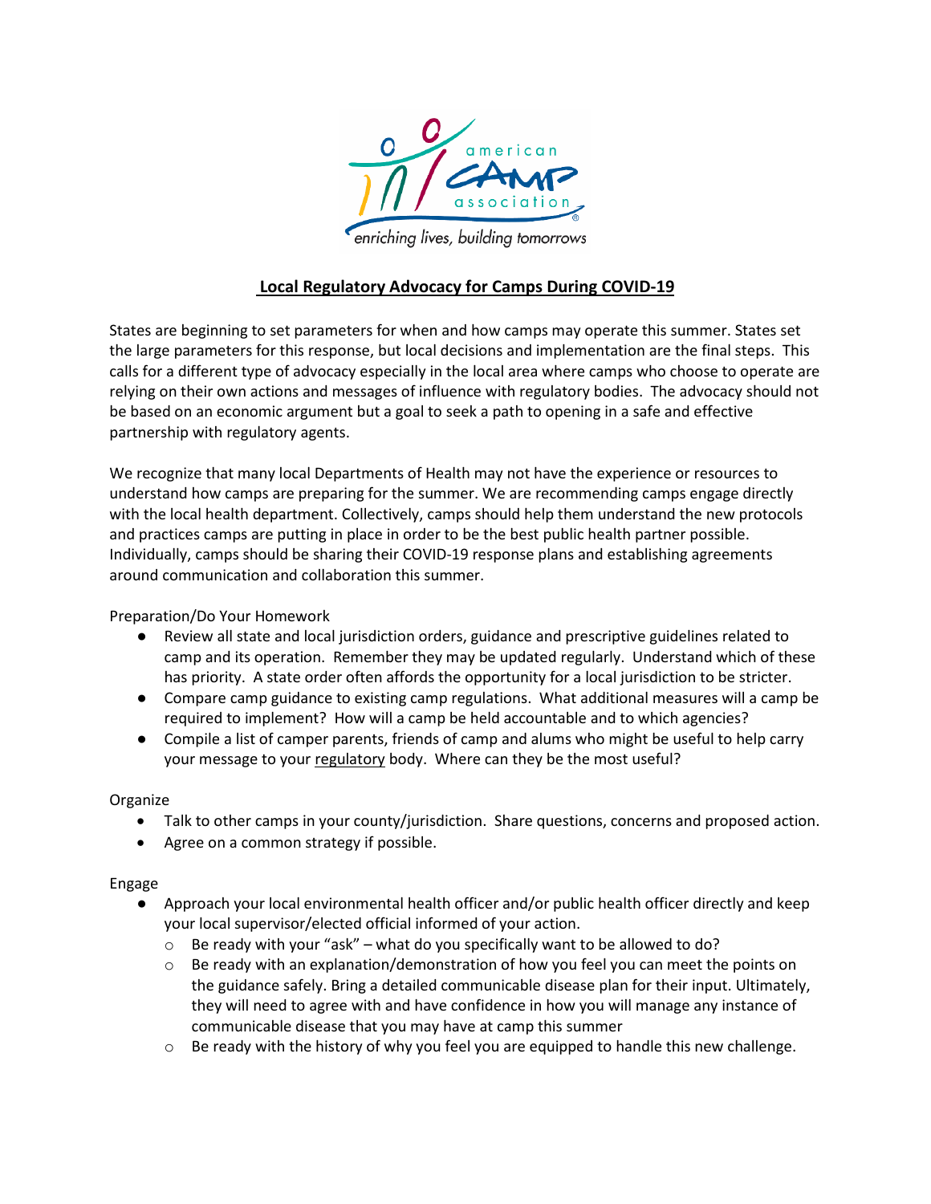# Local Regulatory Advocacy for Camps During COVID-19

States are beginning to set parameters for when and how camps may operate this summer. States set the large parameters for this response, but local decisions and implementation are the final steps. This calls for a different type of advocacy especially in the local area where camps who choose to operate are relying on their own actions and messages of influence with regulatory bodies. The advocacy should not be based on an economic argument but a goal to seek a path to opening in a safe and effective partnership with regulatory agents.

We recognize that many local Departments of Health may not have the experience or resources to understand how camps are preparing for the summer. We are recommending camps engage directly with the local health department. Collectively, camps should help them understand the new protocols and practices camps are putting in place in order to be the best public health partner possible. Individually, camps should be sharing their COVID-19 response plans and establishing agreements around communication and collaboration this summer.

Preparation/Do Your Homework

- Review all state and local jurisdiction orders, guidance and prescriptive guidelines related to camp and its operation. Remember they may be updated regularly. Understand which of these has priority. A state order often affords the opportunity for a local jurisdiction to be stricter.
- Compare camp guidance to existing camp regulations. What additional measures will a camp be required to implement? How will a camp be held accountable and to which agencies?
- Compile a list of camper parents, friends of camp and alums who might be useful to help carry your message to your regulatory body. Where can they be the most useful?

Organize

- Talk to other camps in your county/jurisdiction. Share questions, concerns and proposed action.
- Agree on a common strategy if possible.

Engage

- Approach your local environmental health officer and/or public health officer directly and keep your local supervisor/elected official informed of your action.
  - Be ready with your "ask" – what do you specifically want to be allowed to do?
  - Be ready with an explanation/demonstration of how you feel you can meet the points on the guidance safely. Bring a detailed communicable disease plan for their input. Ultimately, they will need to agree with and have confidence in how you will manage any instance of communicable disease that you may have at camp this summer
  - Be ready with the history of why you feel you are equipped to handle this new challenge.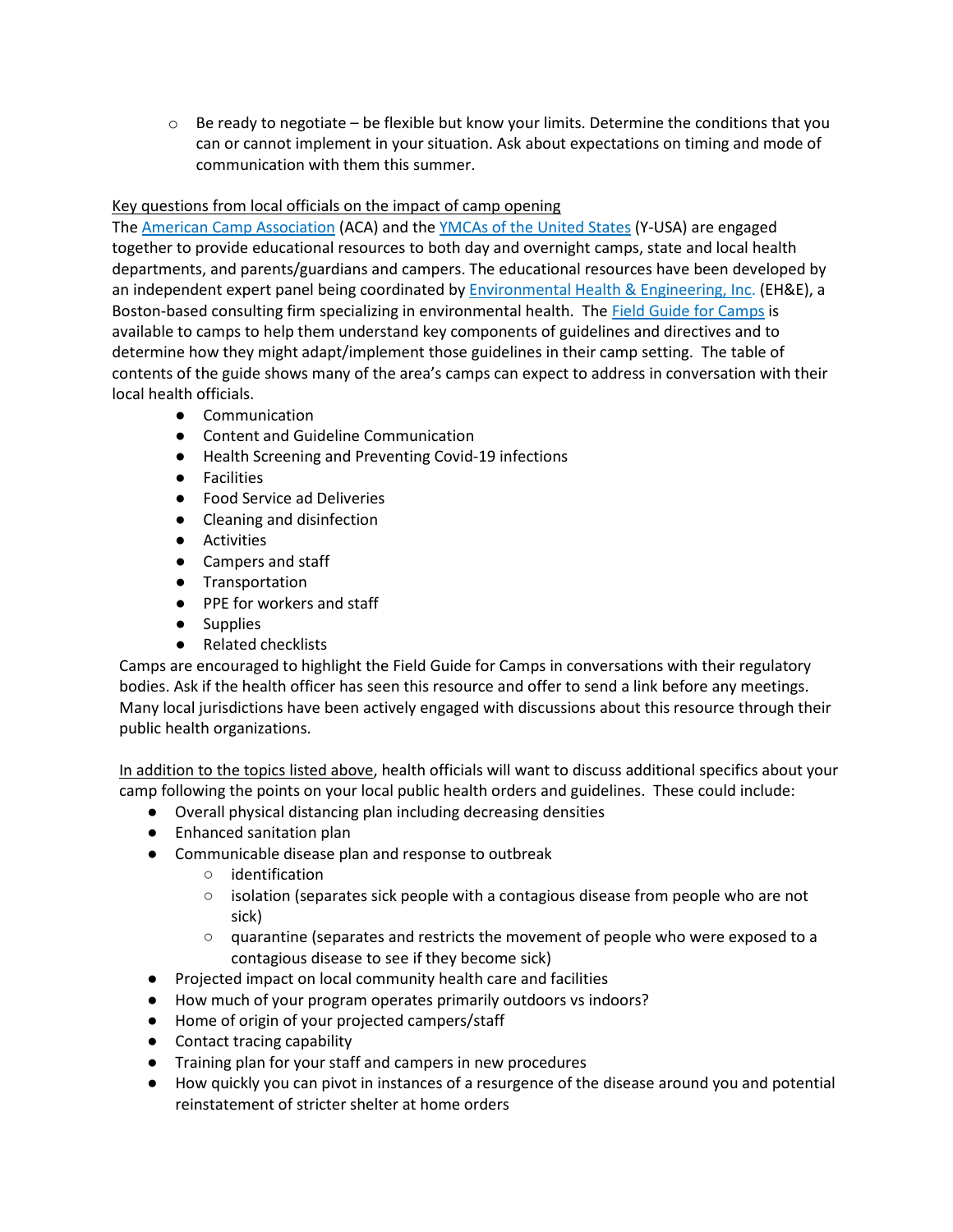- Be ready to negotiate – be flexible but know your limits. Determine the conditions that you can or cannot implement in your situation. Ask about expectations on timing and mode of communication with them this summer.

Key questions from local officials on the impact of camp opening

The American Camp Association (ACA) and the YMCAs of the United States (Y-USA) are engaged together to provide educational resources to both day and overnight camps, state and local health departments, and parents/guardians and campers. The educational resources have been developed by an independent expert panel being coordinated by Environmental Health & Engineering, Inc. (EH&E), a Boston-based consulting firm specializing in environmental health. The Field Guide for Camps is available to camps to help them understand key components of guidelines and directives and to determine how they might adapt/implement those guidelines in their camp setting. The table of contents of the guide shows many of the area's camps can expect to address in conversation with their local health officials.

- Communication
- Content and Guideline Communication
- Health Screening and Preventing Covid-19 infections
- Facilities
- Food Service ad Deliveries
- Cleaning and disinfection
- Activities
- Campers and staff
- Transportation
- PPE for workers and staff
- Supplies
- Related checklists

Camps are encouraged to highlight the Field Guide for Camps in conversations with their regulatory bodies. Ask if the health officer has seen this resource and offer to send a link before any meetings. Many local jurisdictions have been actively engaged with discussions about this resource through their public health organizations.

In addition to the topics listed above, health officials will want to discuss additional specifics about your camp following the points on your local public health orders and guidelines. These could include:

- Overall physical distancing plan including decreasing densities
- Enhanced sanitation plan
- Communicable disease plan and response to outbreak
  - identification
  - isolation (separates sick people with a contagious disease from people who are not sick)
  - quarantine (separates and restricts the movement of people who were exposed to a contagious disease to see if they become sick)
- Projected impact on local community health care and facilities
- How much of your program operates primarily outdoors vs indoors?
- Home of origin of your projected campers/staff
- Contact tracing capability
- Training plan for your staff and campers in new procedures
- How quickly you can pivot in instances of a resurgence of the disease around you and potential reinstatement of stricter shelter at home orders